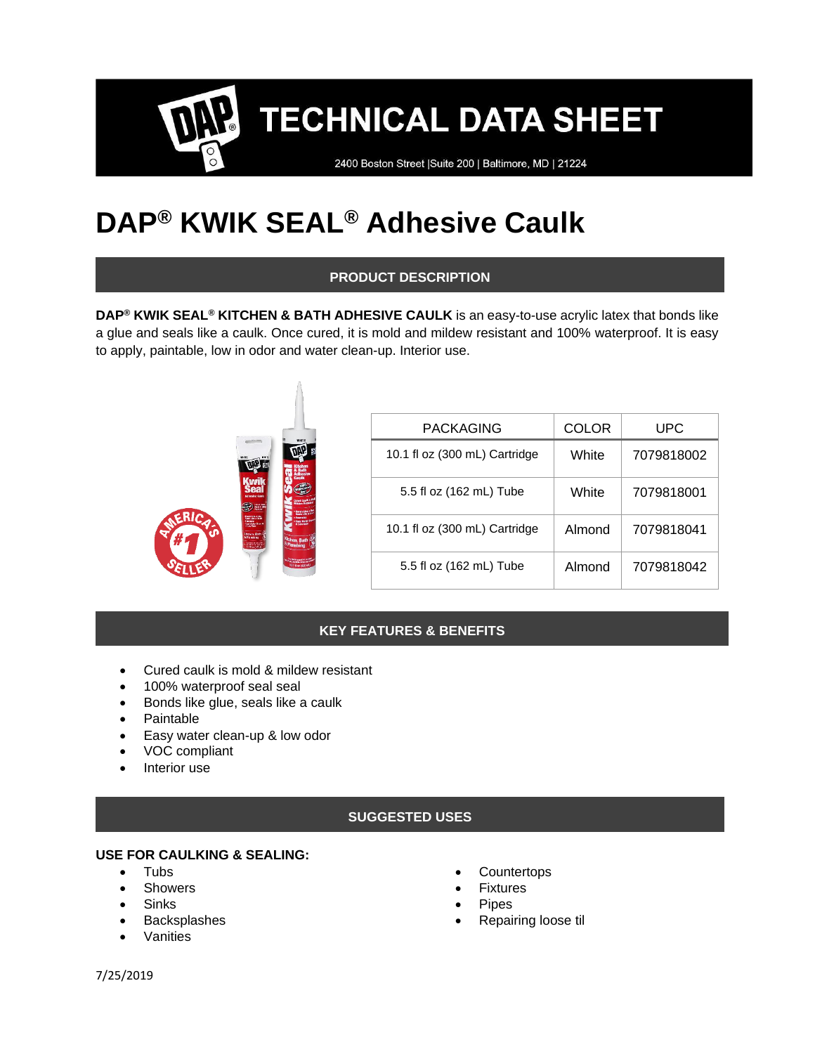# TECHNICAL DATA SHEET

2400 Boston Street |Suite 200 | Baltimore, MD | 21224

# DAP® KWIK SEAL® Adhesive Caulk

## PRODUCT DESCRIPTION

**DAP® KWIK SEAL® KITCHEN & BATH ADHESIVE CAULK** is an easy-to-use acrylic latex that bonds like a glue and seals like a caulk. Once cured, it is mold and mildew resistant and 100% waterproof. It is easy to apply, paintable, low in odor and water clean-up. Interior use.

| PACKAGING | COLOR | UPC |
|---|---|---|
| 10.1 fl oz (300 mL) Cartridge | White | 7079818002 |
| 5.5 fl oz (162 mL) Tube | White | 7079818001 |
| 10.1 fl oz (300 mL) Cartridge | Almond | 7079818041 |
| 5.5 fl oz (162 mL) Tube | Almond | 7079818042 |

## KEY FEATURES & BENEFITS

- Cured caulk is mold & mildew resistant
- 100% waterproof seal seal
- Bonds like glue, seals like a caulk
- Paintable
- Easy water clean-up & low odor
- VOC compliant
- Interior use

## SUGGESTED USES

**USE FOR CAULKING & SEALING:**

- Tubs
- Showers
- Sinks
- Backsplashes
- Vanities
- Countertops
- Fixtures
- Pipes
- Repairing loose til

7/25/2019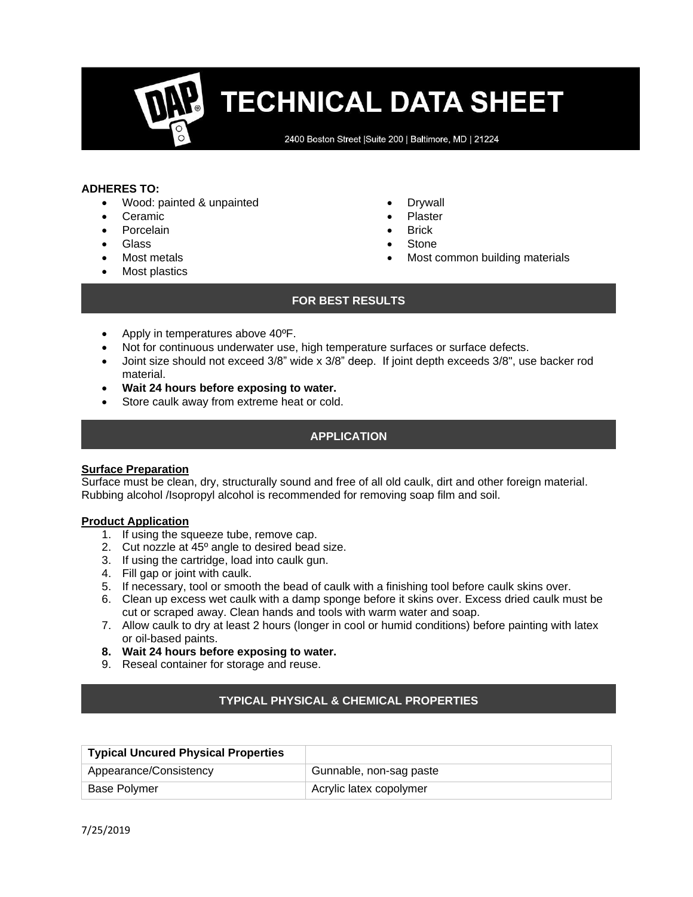# TECHNICAL DATA SHEET

2400 Boston Street |Suite 200 | Baltimore, MD | 21224

**ADHERES TO:**

- Wood: painted & unpainted
- Ceramic
- Porcelain
- Glass
- Most metals
- Most plastics
- Drywall
- Plaster
- Brick
- Stone
- Most common building materials

## FOR BEST RESULTS

- Apply in temperatures above 40ºF.
- Not for continuous underwater use, high temperature surfaces or surface defects.
- Joint size should not exceed 3/8" wide x 3/8" deep. If joint depth exceeds 3/8", use backer rod material.
- **Wait 24 hours before exposing to water.**
- Store caulk away from extreme heat or cold.

## APPLICATION

**Surface Preparation**

Surface must be clean, dry, structurally sound and free of all old caulk, dirt and other foreign material. Rubbing alcohol /Isopropyl alcohol is recommended for removing soap film and soil.

**Product Application**

1. If using the squeeze tube, remove cap.
2. Cut nozzle at 45º angle to desired bead size.
3. If using the cartridge, load into caulk gun.
4. Fill gap or joint with caulk.
5. If necessary, tool or smooth the bead of caulk with a finishing tool before caulk skins over.
6. Clean up excess wet caulk with a damp sponge before it skins over. Excess dried caulk must be cut or scraped away. Clean hands and tools with warm water and soap.
7. Allow caulk to dry at least 2 hours (longer in cool or humid conditions) before painting with latex or oil-based paints.
8. **Wait 24 hours before exposing to water.**
9. Reseal container for storage and reuse.

## TYPICAL PHYSICAL & CHEMICAL PROPERTIES

| Typical Uncured Physical Properties | |
|---|---|
| Appearance/Consistency | Gunnable, non-sag paste |
| Base Polymer | Acrylic latex copolymer |

7/25/2019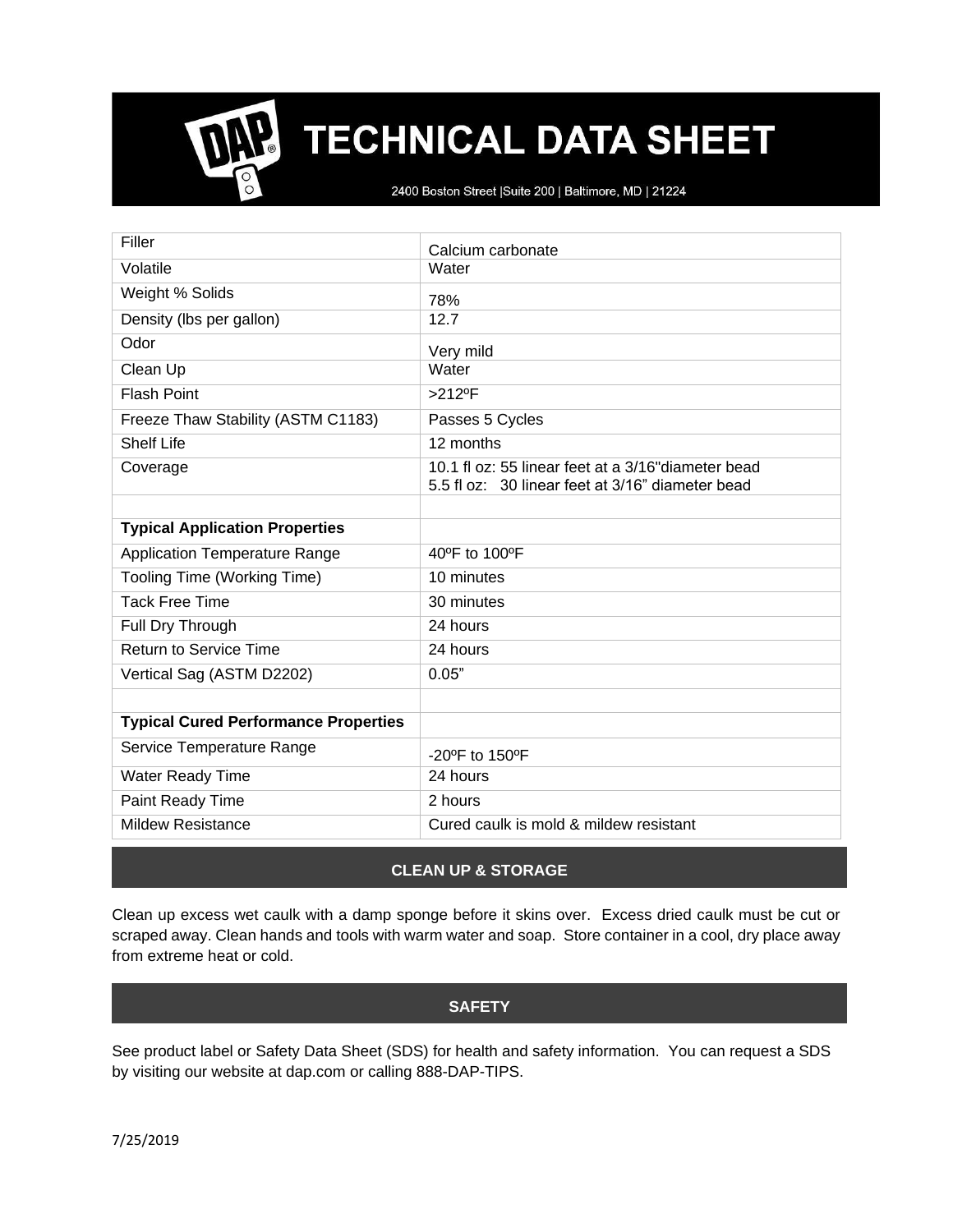# TECHNICAL DATA SHEET

2400 Boston Street |Suite 200 | Baltimore, MD | 21224

| | |
|---|---|
| Filler | Calcium carbonate |
| Volatile | Water |
| Weight % Solids | 78% |
| Density (lbs per gallon) | 12.7 |
| Odor | Very mild |
| Clean Up | Water |
| Flash Point | >212ºF |
| Freeze Thaw Stability (ASTM C1183) | Passes 5 Cycles |
| Shelf Life | 12 months |
| Coverage | 10.1 fl oz: 55 linear feet at a 3/16"diameter bead<br>5.5 fl oz: 30 linear feet at 3/16" diameter bead |
| | |
| **Typical Application Properties** | |
| Application Temperature Range | 40ºF to 100ºF |
| Tooling Time (Working Time) | 10 minutes |
| Tack Free Time | 30 minutes |
| Full Dry Through | 24 hours |
| Return to Service Time | 24 hours |
| Vertical Sag (ASTM D2202) | 0.05" |
| | |
| **Typical Cured Performance Properties** | |
| Service Temperature Range | -20ºF to 150ºF |
| Water Ready Time | 24 hours |
| Paint Ready Time | 2 hours |
| Mildew Resistance | Cured caulk is mold & mildew resistant |

## CLEAN UP & STORAGE

Clean up excess wet caulk with a damp sponge before it skins over. Excess dried caulk must be cut or scraped away. Clean hands and tools with warm water and soap. Store container in a cool, dry place away from extreme heat or cold.

## SAFETY

See product label or Safety Data Sheet (SDS) for health and safety information. You can request a SDS by visiting our website at dap.com or calling 888-DAP-TIPS.

7/25/2019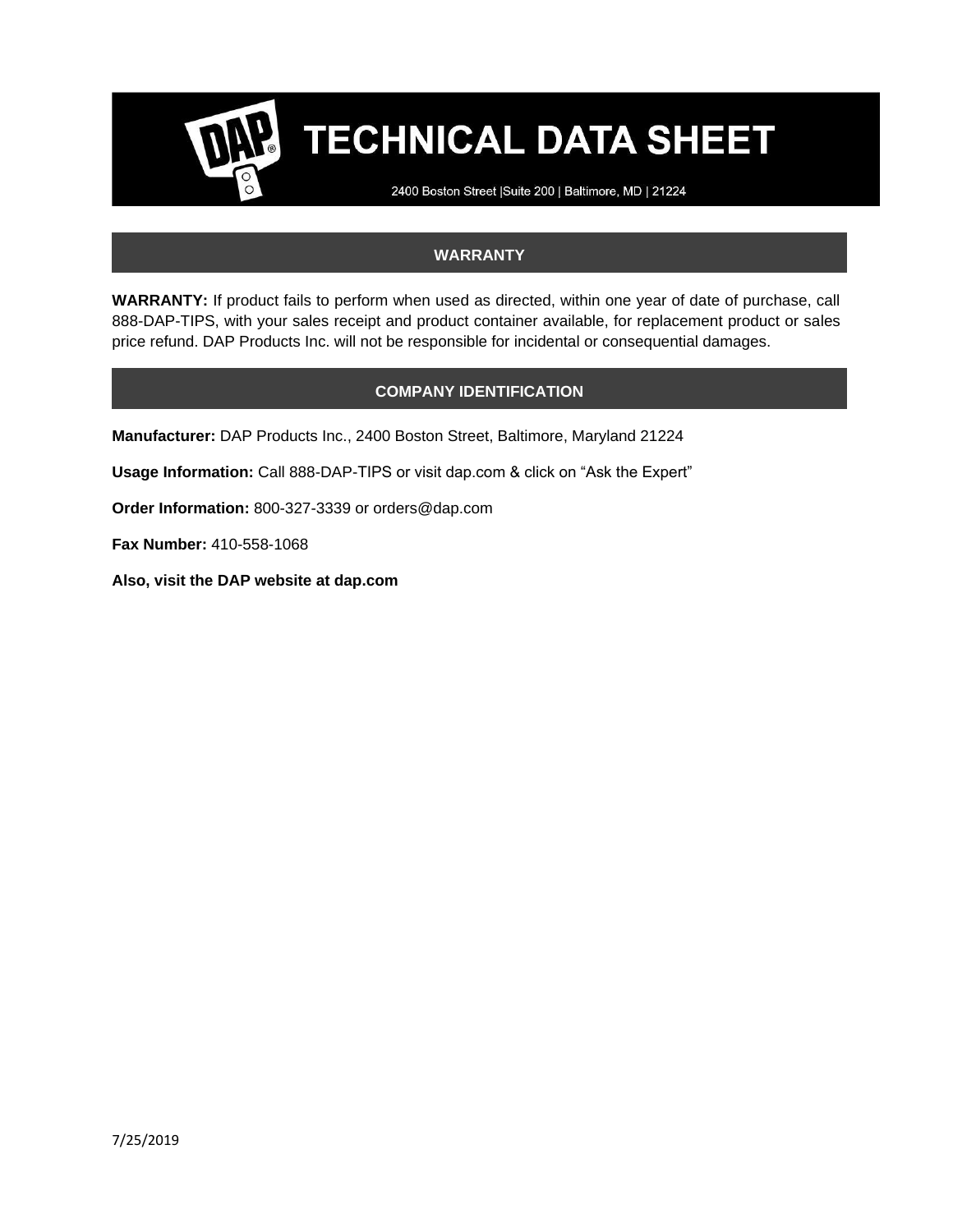# TECHNICAL DATA SHEET

2400 Boston Street |Suite 200 | Baltimore, MD | 21224

## WARRANTY

**WARRANTY:** If product fails to perform when used as directed, within one year of date of purchase, call 888-DAP-TIPS, with your sales receipt and product container available, for replacement product or sales price refund. DAP Products Inc. will not be responsible for incidental or consequential damages.

## COMPANY IDENTIFICATION

**Manufacturer:** DAP Products Inc., 2400 Boston Street, Baltimore, Maryland 21224

**Usage Information:** Call 888-DAP-TIPS or visit dap.com & click on "Ask the Expert"

**Order Information:** 800-327-3339 or orders@dap.com

**Fax Number:** 410-558-1068

**Also, visit the DAP website at dap.com**

7/25/2019